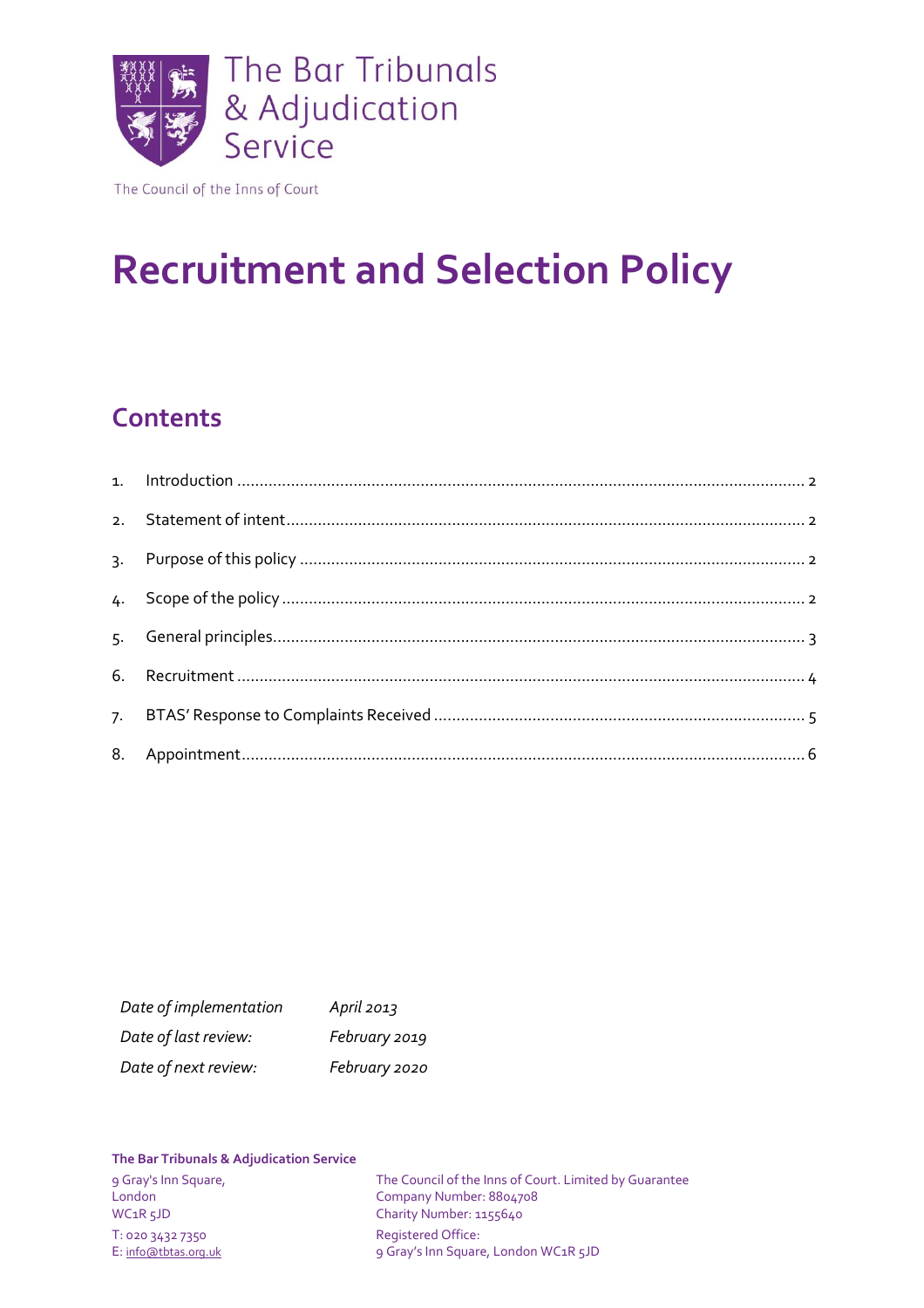The Bar Tribunals & Adjudication Service

The Council of the Inns of Court

# Recruitment and Selection Policy

## Contents

1. Introduction ..... 2
2. Statement of intent ..... 2
3. Purpose of this policy ..... 2
4. Scope of the policy ..... 2
5. General principles ..... 3
6. Recruitment ..... 4
7. BTAS' Response to Complaints Received ..... 5
8. Appointment ..... 6

| | |
|---|---|
| *Date of implementation* | *April 2013* |
| *Date of last review:* | *February 2019* |
| *Date of next review:* | *February 2020* |

**The Bar Tribunals & Adjudication Service**

9 Gray's Inn Square,
London
WC1R 5JD

T: 020 3432 7350
E: info@tbtas.org.uk

The Council of the Inns of Court. Limited by Guarantee
Company Number: 8804708
Charity Number: 1155640

Registered Office:
9 Gray's Inn Square, London WC1R 5JD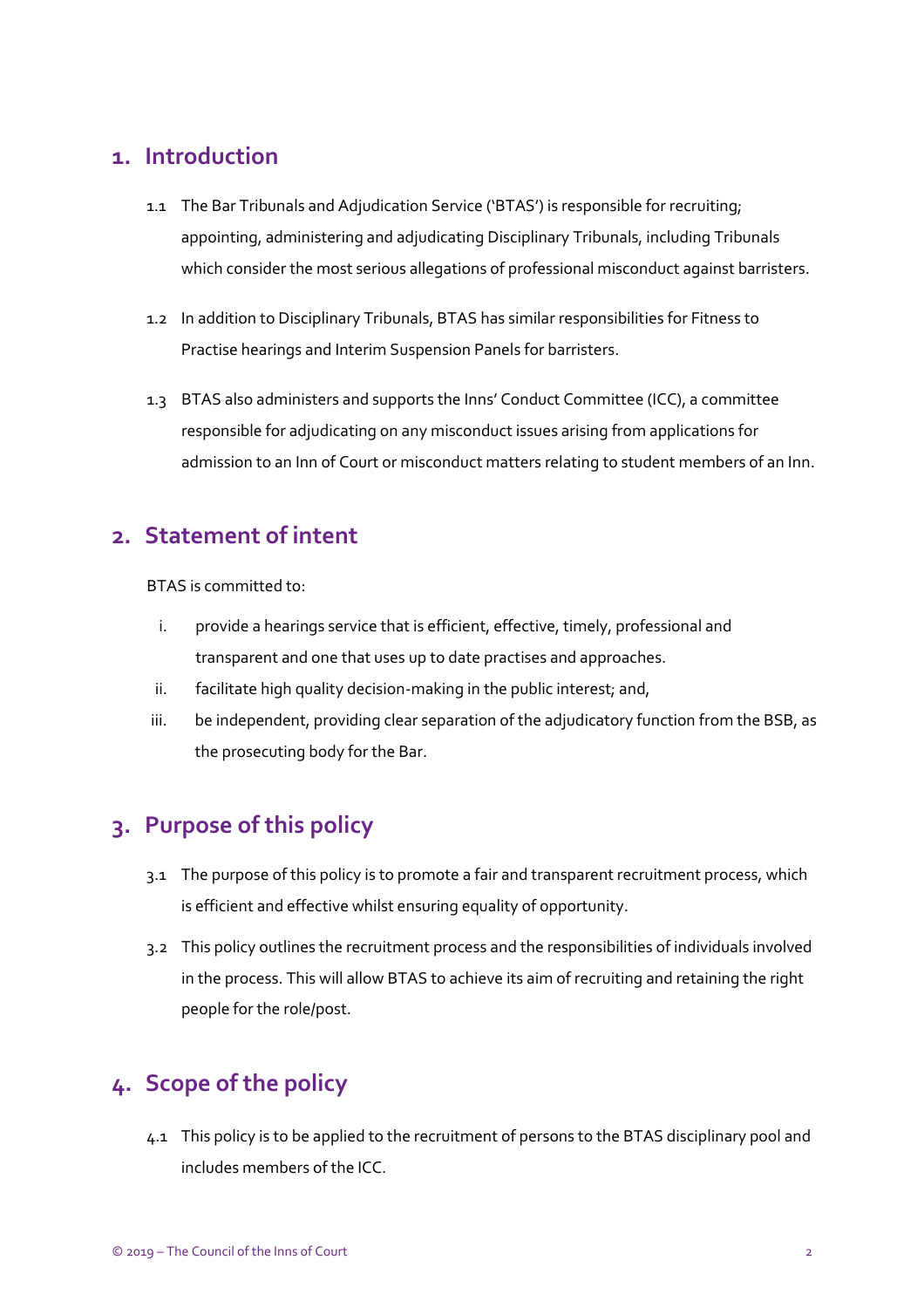## 1. Introduction

1.1 The Bar Tribunals and Adjudication Service ('BTAS') is responsible for recruiting; appointing, administering and adjudicating Disciplinary Tribunals, including Tribunals which consider the most serious allegations of professional misconduct against barristers.

1.2 In addition to Disciplinary Tribunals, BTAS has similar responsibilities for Fitness to Practise hearings and Interim Suspension Panels for barristers.

1.3 BTAS also administers and supports the Inns' Conduct Committee (ICC), a committee responsible for adjudicating on any misconduct issues arising from applications for admission to an Inn of Court or misconduct matters relating to student members of an Inn.

## 2. Statement of intent

BTAS is committed to:

i. provide a hearings service that is efficient, effective, timely, professional and transparent and one that uses up to date practises and approaches.
ii. facilitate high quality decision-making in the public interest; and,
iii. be independent, providing clear separation of the adjudicatory function from the BSB, as the prosecuting body for the Bar.

## 3. Purpose of this policy

3.1 The purpose of this policy is to promote a fair and transparent recruitment process, which is efficient and effective whilst ensuring equality of opportunity.

3.2 This policy outlines the recruitment process and the responsibilities of individuals involved in the process. This will allow BTAS to achieve its aim of recruiting and retaining the right people for the role/post.

## 4. Scope of the policy

4.1 This policy is to be applied to the recruitment of persons to the BTAS disciplinary pool and includes members of the ICC.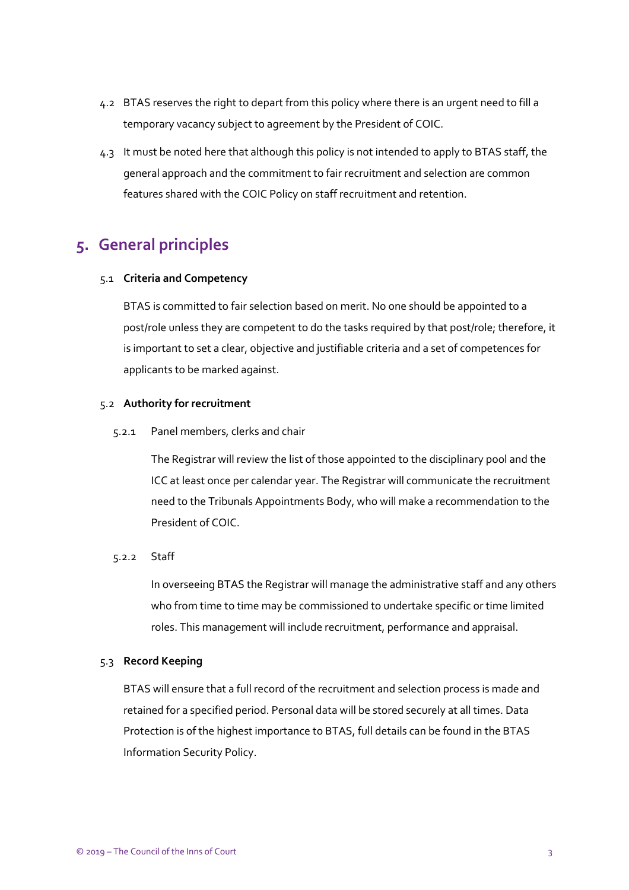4.2 BTAS reserves the right to depart from this policy where there is an urgent need to fill a temporary vacancy subject to agreement by the President of COIC.

4.3 It must be noted here that although this policy is not intended to apply to BTAS staff, the general approach and the commitment to fair recruitment and selection are common features shared with the COIC Policy on staff recruitment and retention.

## 5. General principles

### 5.1 Criteria and Competency

BTAS is committed to fair selection based on merit. No one should be appointed to a post/role unless they are competent to do the tasks required by that post/role; therefore, it is important to set a clear, objective and justifiable criteria and a set of competences for applicants to be marked against.

### 5.2 Authority for recruitment

5.2.1 Panel members, clerks and chair

The Registrar will review the list of those appointed to the disciplinary pool and the ICC at least once per calendar year. The Registrar will communicate the recruitment need to the Tribunals Appointments Body, who will make a recommendation to the President of COIC.

5.2.2 Staff

In overseeing BTAS the Registrar will manage the administrative staff and any others who from time to time may be commissioned to undertake specific or time limited roles. This management will include recruitment, performance and appraisal.

### 5.3 Record Keeping

BTAS will ensure that a full record of the recruitment and selection process is made and retained for a specified period. Personal data will be stored securely at all times. Data Protection is of the highest importance to BTAS, full details can be found in the BTAS Information Security Policy.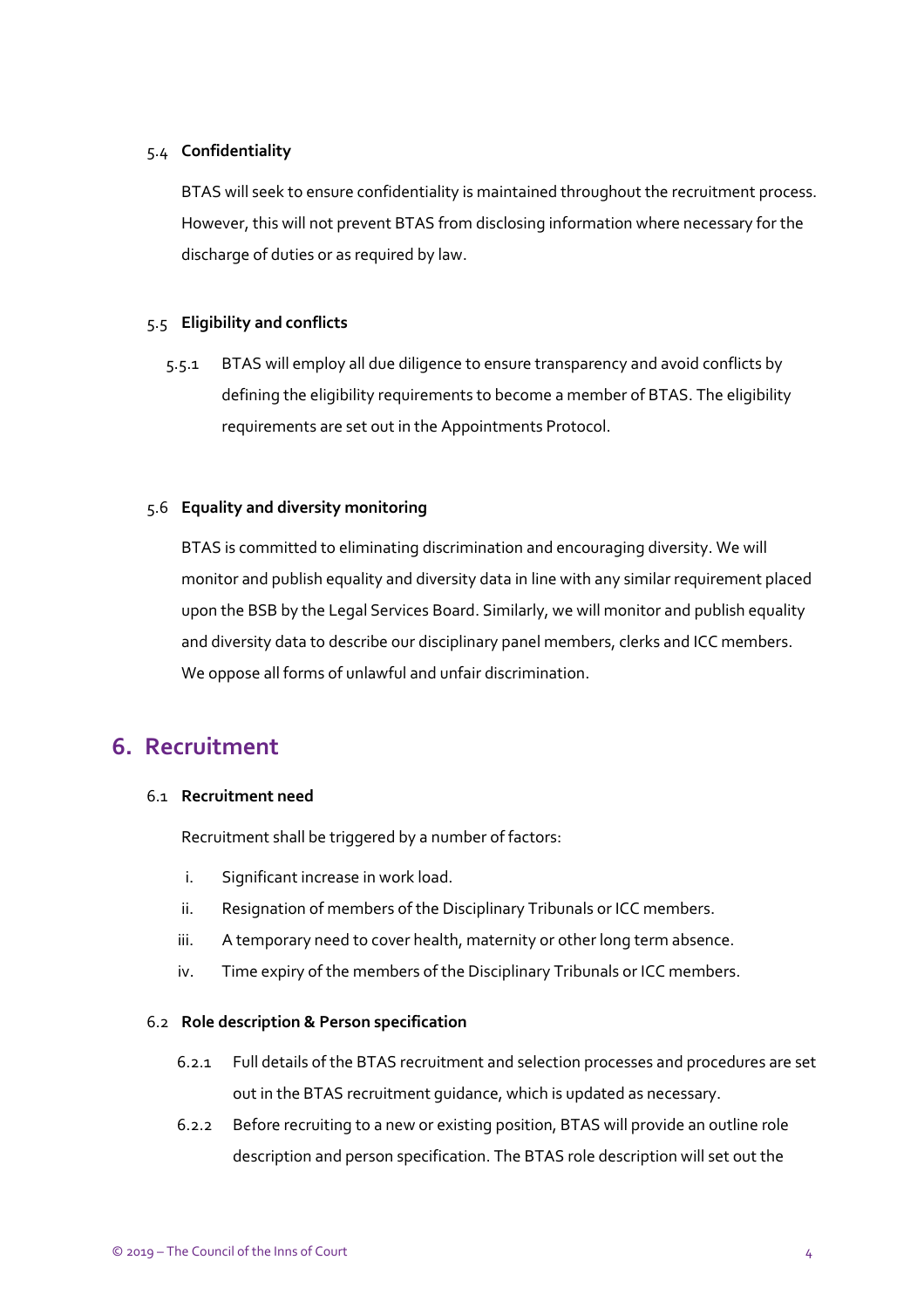### 5.4 Confidentiality

BTAS will seek to ensure confidentiality is maintained throughout the recruitment process. However, this will not prevent BTAS from disclosing information where necessary for the discharge of duties or as required by law.

### 5.5 Eligibility and conflicts

5.5.1 BTAS will employ all due diligence to ensure transparency and avoid conflicts by defining the eligibility requirements to become a member of BTAS. The eligibility requirements are set out in the Appointments Protocol.

### 5.6 Equality and diversity monitoring

BTAS is committed to eliminating discrimination and encouraging diversity. We will monitor and publish equality and diversity data in line with any similar requirement placed upon the BSB by the Legal Services Board. Similarly, we will monitor and publish equality and diversity data to describe our disciplinary panel members, clerks and ICC members. We oppose all forms of unlawful and unfair discrimination.

## 6. Recruitment

### 6.1 Recruitment need

Recruitment shall be triggered by a number of factors:

i. Significant increase in work load.

ii. Resignation of members of the Disciplinary Tribunals or ICC members.

iii. A temporary need to cover health, maternity or other long term absence.

iv. Time expiry of the members of the Disciplinary Tribunals or ICC members.

### 6.2 Role description & Person specification

6.2.1 Full details of the BTAS recruitment and selection processes and procedures are set out in the BTAS recruitment guidance, which is updated as necessary.

6.2.2 Before recruiting to a new or existing position, BTAS will provide an outline role description and person specification. The BTAS role description will set out the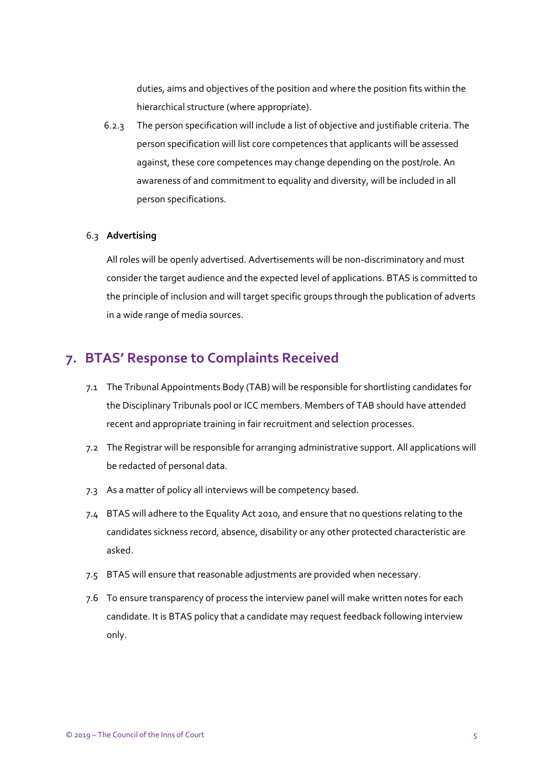duties, aims and objectives of the position and where the position fits within the hierarchical structure (where appropriate).

6.2.3 The person specification will include a list of objective and justifiable criteria. The person specification will list core competences that applicants will be assessed against, these core competences may change depending on the post/role. An awareness of and commitment to equality and diversity, will be included in all person specifications.

6.3 **Advertising**

All roles will be openly advertised. Advertisements will be non-discriminatory and must consider the target audience and the expected level of applications. BTAS is committed to the principle of inclusion and will target specific groups through the publication of adverts in a wide range of media sources.

## 7. BTAS' Response to Complaints Received

7.1 The Tribunal Appointments Body (TAB) will be responsible for shortlisting candidates for the Disciplinary Tribunals pool or ICC members. Members of TAB should have attended recent and appropriate training in fair recruitment and selection processes.

7.2 The Registrar will be responsible for arranging administrative support. All applications will be redacted of personal data.

7.3 As a matter of policy all interviews will be competency based.

7.4 BTAS will adhere to the Equality Act 2010, and ensure that no questions relating to the candidates sickness record, absence, disability or any other protected characteristic are asked.

7.5 BTAS will ensure that reasonable adjustments are provided when necessary.

7.6 To ensure transparency of process the interview panel will make written notes for each candidate. It is BTAS policy that a candidate may request feedback following interview only.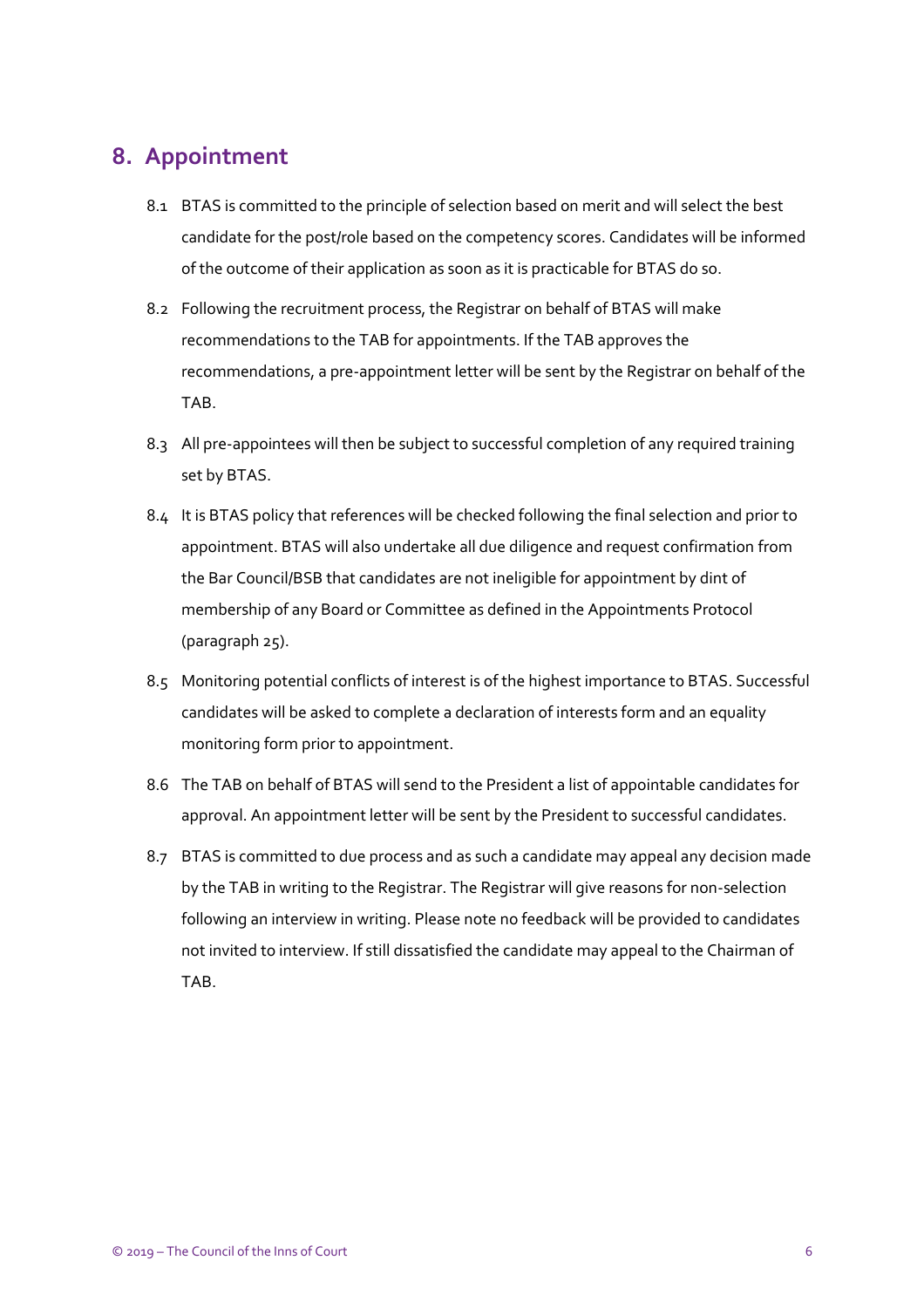## 8. Appointment

8.1 BTAS is committed to the principle of selection based on merit and will select the best candidate for the post/role based on the competency scores. Candidates will be informed of the outcome of their application as soon as it is practicable for BTAS do so.

8.2 Following the recruitment process, the Registrar on behalf of BTAS will make recommendations to the TAB for appointments. If the TAB approves the recommendations, a pre-appointment letter will be sent by the Registrar on behalf of the TAB.

8.3 All pre-appointees will then be subject to successful completion of any required training set by BTAS.

8.4 It is BTAS policy that references will be checked following the final selection and prior to appointment. BTAS will also undertake all due diligence and request confirmation from the Bar Council/BSB that candidates are not ineligible for appointment by dint of membership of any Board or Committee as defined in the Appointments Protocol (paragraph 25).

8.5 Monitoring potential conflicts of interest is of the highest importance to BTAS. Successful candidates will be asked to complete a declaration of interests form and an equality monitoring form prior to appointment.

8.6 The TAB on behalf of BTAS will send to the President a list of appointable candidates for approval. An appointment letter will be sent by the President to successful candidates.

8.7 BTAS is committed to due process and as such a candidate may appeal any decision made by the TAB in writing to the Registrar. The Registrar will give reasons for non-selection following an interview in writing. Please note no feedback will be provided to candidates not invited to interview. If still dissatisfied the candidate may appeal to the Chairman of TAB.

© 2019 – The Council of the Inns of Court